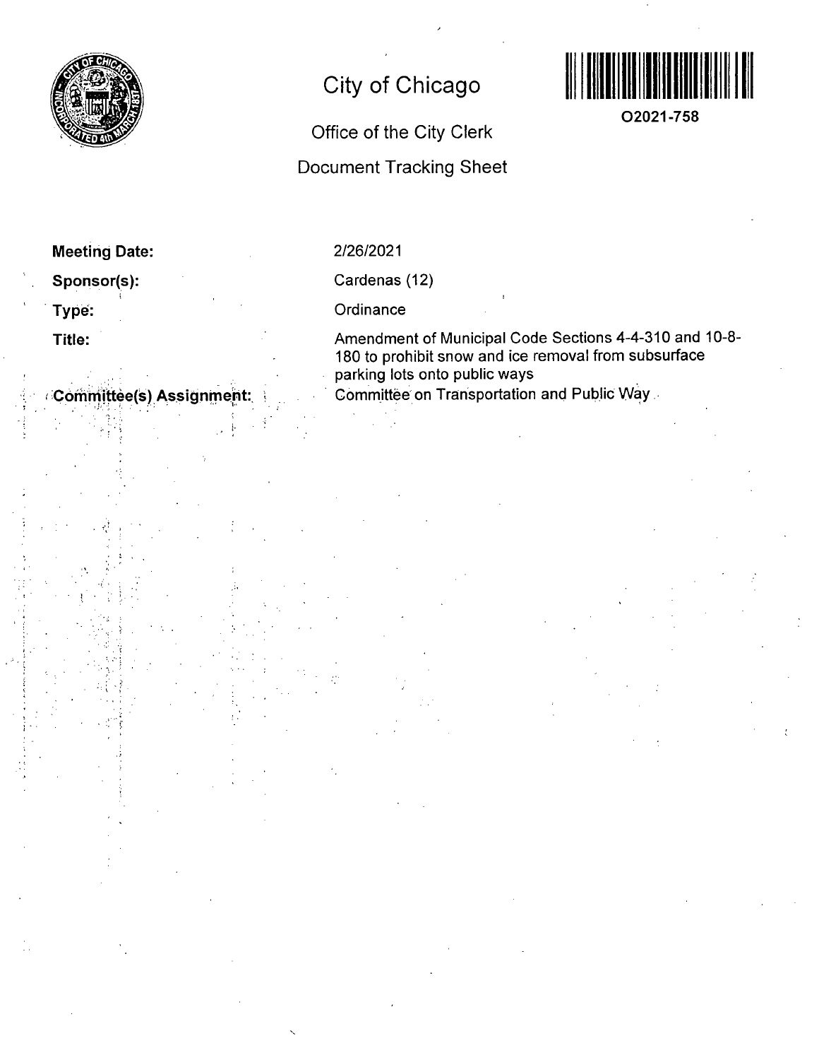# City of Chicago

**O2021-758**

## Office of the City Clerk

## Document Tracking Sheet

**Meeting Date:** 2/26/2021

**Sponsor(s):** Cardenas (12)

**Type:** Ordinance

**Title:** Amendment of Municipal Code Sections 4-4-310 and 10-8-180 to prohibit snow and ice removal from subsurface parking lots onto public ways

**Committee(s) Assignment:** Committee on Transportation and Public Way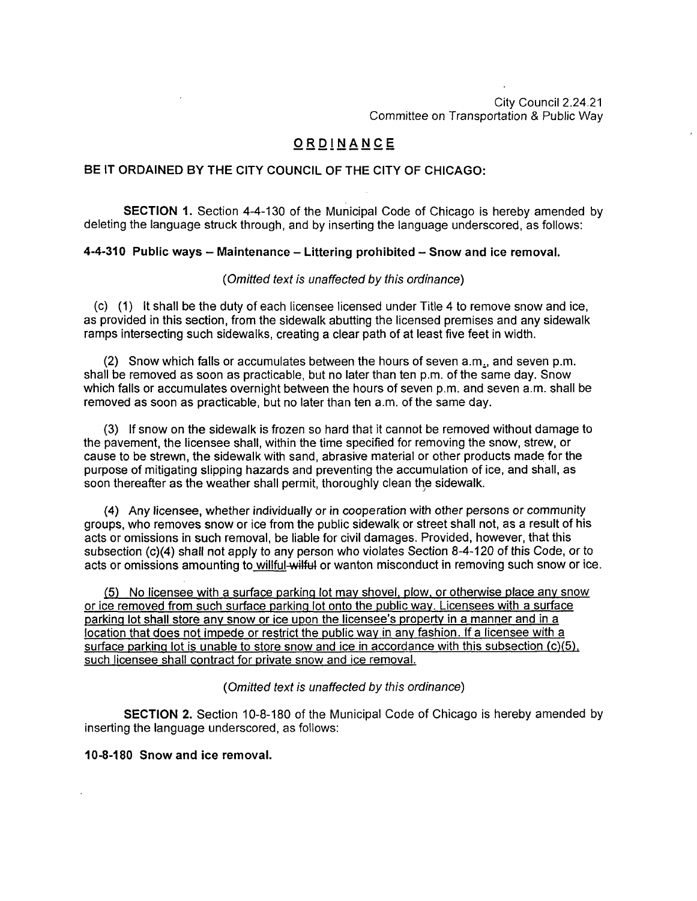City Council 2.24.21
Committee on Transportation & Public Way

# ORDINANCE

**BE IT ORDAINED BY THE CITY COUNCIL OF THE CITY OF CHICAGO:**

**SECTION 1.** Section 4-4-130 of the Municipal Code of Chicago is hereby amended by deleting the language struck through, and by inserting the language underscored, as follows:

**4-4-310 Public ways – Maintenance – Littering prohibited – Snow and ice removal.**

*(Omitted text is unaffected by this ordinance)*

(c) (1) It shall be the duty of each licensee licensed under Title 4 to remove snow and ice, as provided in this section, from the sidewalk abutting the licensed premises and any sidewalk ramps intersecting such sidewalks, creating a clear path of at least five feet in width.

(2) Snow which falls or accumulates between the hours of seven a.m., and seven p.m. shall be removed as soon as practicable, but no later than ten p.m. of the same day. Snow which falls or accumulates overnight between the hours of seven p.m. and seven a.m. shall be removed as soon as practicable, but no later than ten a.m. of the same day.

(3) If snow on the sidewalk is frozen so hard that it cannot be removed without damage to the pavement, the licensee shall, within the time specified for removing the snow, strew, or cause to be strewn, the sidewalk with sand, abrasive material or other products made for the purpose of mitigating slipping hazards and preventing the accumulation of ice, and shall, as soon thereafter as the weather shall permit, thoroughly clean the sidewalk.

(4) Any licensee, whether individually or in cooperation with other persons or community groups, who removes snow or ice from the public sidewalk or street shall not, as a result of his acts or omissions in such removal, be liable for civil damages. Provided, however, that this subsection (c)(4) shall not apply to any person who violates Section 8-4-120 of this Code, or to acts or omissions amounting to <u>willful</u> ~~wilful~~ or wanton misconduct in removing such snow or ice.

<u>(5) No licensee with a surface parking lot may shovel, plow, or otherwise place any snow or ice removed from such surface parking lot onto the public way. Licensees with a surface parking lot shall store any snow or ice upon the licensee's property in a manner and in a location that does not impede or restrict the public way in any fashion. If a licensee with a surface parking lot is unable to store snow and ice in accordance with this subsection (c)(5), such licensee shall contract for private snow and ice removal.</u>

*(Omitted text is unaffected by this ordinance)*

**SECTION 2.** Section 10-8-180 of the Municipal Code of Chicago is hereby amended by inserting the language underscored, as follows:

**10-8-180 Snow and ice removal.**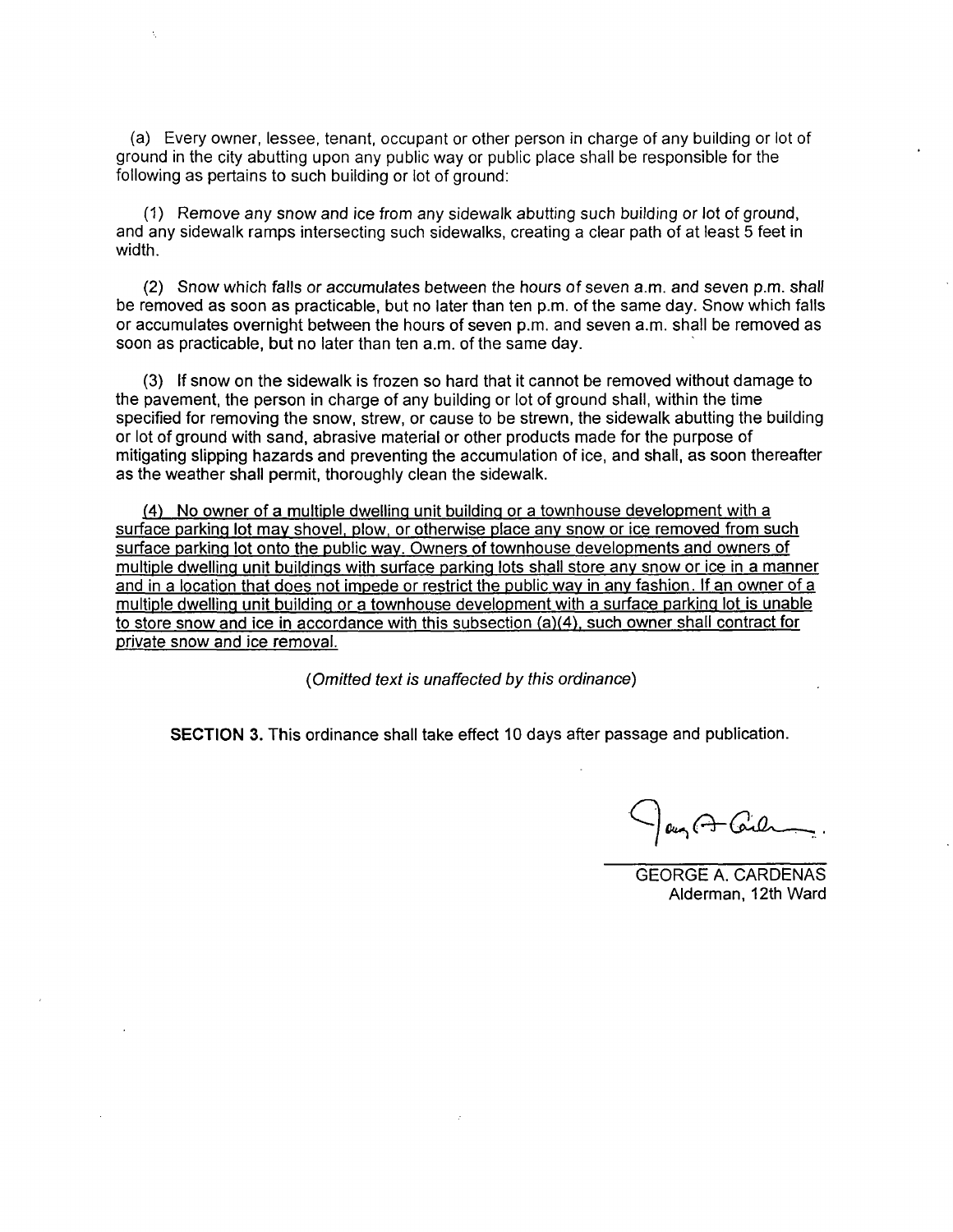(a) Every owner, lessee, tenant, occupant or other person in charge of any building or lot of ground in the city abutting upon any public way or public place shall be responsible for the following as pertains to such building or lot of ground:

(1) Remove any snow and ice from any sidewalk abutting such building or lot of ground, and any sidewalk ramps intersecting such sidewalks, creating a clear path of at least 5 feet in width.

(2) Snow which falls or accumulates between the hours of seven a.m. and seven p.m. shall be removed as soon as practicable, but no later than ten p.m. of the same day. Snow which falls or accumulates overnight between the hours of seven p.m. and seven a.m. shall be removed as soon as practicable, but no later than ten a.m. of the same day.

(3) If snow on the sidewalk is frozen so hard that it cannot be removed without damage to the pavement, the person in charge of any building or lot of ground shall, within the time specified for removing the snow, strew, or cause to be strewn, the sidewalk abutting the building or lot of ground with sand, abrasive material or other products made for the purpose of mitigating slipping hazards and preventing the accumulation of ice, and shall, as soon thereafter as the weather shall permit, thoroughly clean the sidewalk.

<u>(4) No owner of a multiple dwelling unit building or a townhouse development with a surface parking lot may shovel, plow, or otherwise place any snow or ice removed from such surface parking lot onto the public way. Owners of townhouse developments and owners of multiple dwelling unit buildings with surface parking lots shall store any snow or ice in a manner and in a location that does not impede or restrict the public way in any fashion. If an owner of a multiple dwelling unit building or a townhouse development with a surface parking lot is unable to store snow and ice in accordance with this subsection (a)(4), such owner shall contract for private snow and ice removal.</u>

*(Omitted text is unaffected by this ordinance)*

**SECTION 3.** This ordinance shall take effect 10 days after passage and publication.

GEORGE A. CARDENAS
Alderman, 12th Ward